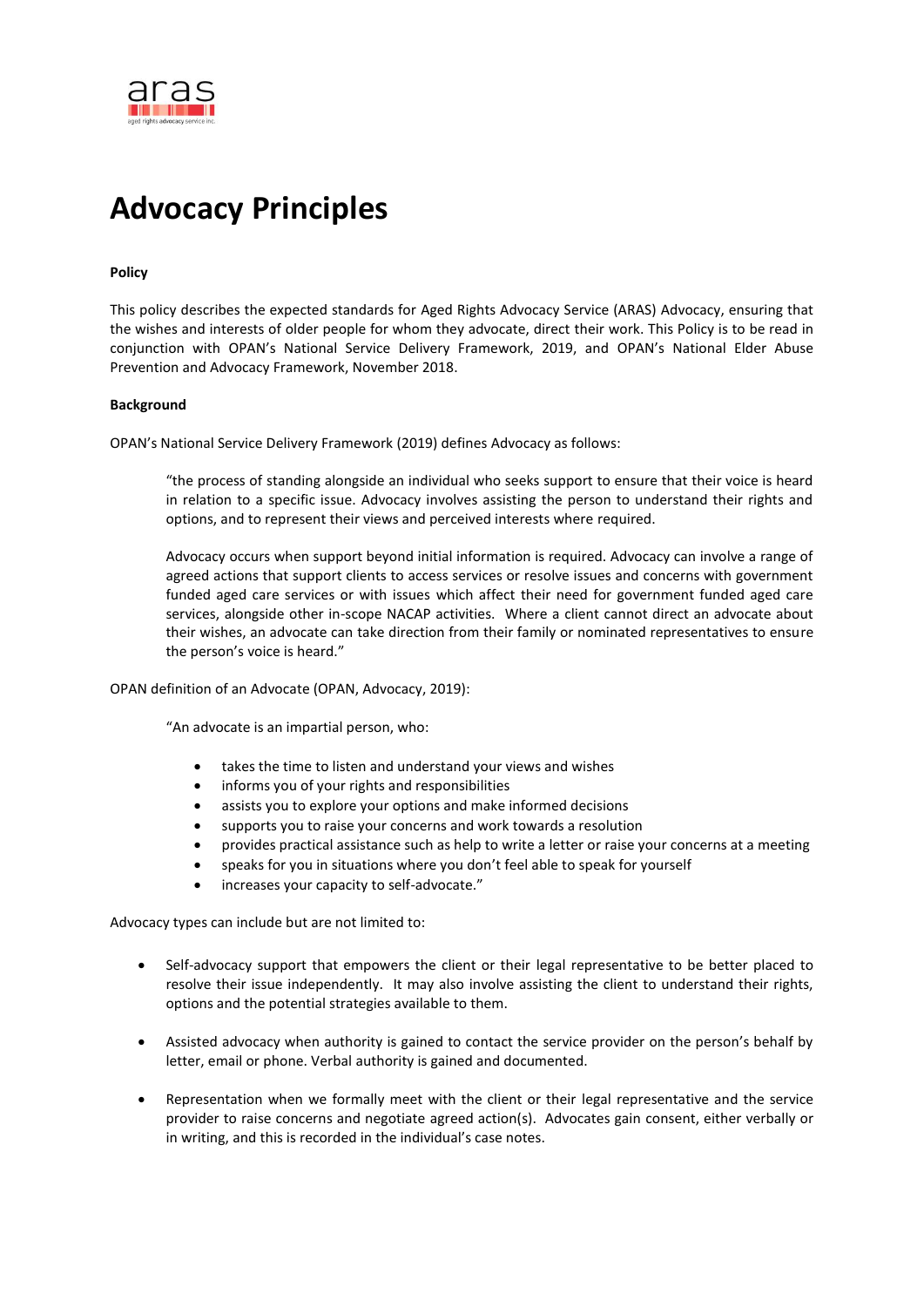# Advocacy Principles

**Policy**

This policy describes the expected standards for Aged Rights Advocacy Service (ARAS) Advocacy, ensuring that the wishes and interests of older people for whom they advocate, direct their work. This Policy is to be read in conjunction with OPAN's National Service Delivery Framework, 2019, and OPAN's National Elder Abuse Prevention and Advocacy Framework, November 2018.

**Background**

OPAN's National Service Delivery Framework (2019) defines Advocacy as follows:

> "the process of standing alongside an individual who seeks support to ensure that their voice is heard in relation to a specific issue. Advocacy involves assisting the person to understand their rights and options, and to represent their views and perceived interests where required.
>
> Advocacy occurs when support beyond initial information is required. Advocacy can involve a range of agreed actions that support clients to access services or resolve issues and concerns with government funded aged care services or with issues which affect their need for government funded aged care services, alongside other in-scope NACAP activities. Where a client cannot direct an advocate about their wishes, an advocate can take direction from their family or nominated representatives to ensure the person's voice is heard."

OPAN definition of an Advocate (OPAN, Advocacy, 2019):

> "An advocate is an impartial person, who:
>
> - takes the time to listen and understand your views and wishes
> - informs you of your rights and responsibilities
> - assists you to explore your options and make informed decisions
> - supports you to raise your concerns and work towards a resolution
> - provides practical assistance such as help to write a letter or raise your concerns at a meeting
> - speaks for you in situations where you don't feel able to speak for yourself
> - increases your capacity to self-advocate."

Advocacy types can include but are not limited to:

- Self-advocacy support that empowers the client or their legal representative to be better placed to resolve their issue independently. It may also involve assisting the client to understand their rights, options and the potential strategies available to them.
- Assisted advocacy when authority is gained to contact the service provider on the person's behalf by letter, email or phone. Verbal authority is gained and documented.
- Representation when we formally meet with the client or their legal representative and the service provider to raise concerns and negotiate agreed action(s). Advocates gain consent, either verbally or in writing, and this is recorded in the individual's case notes.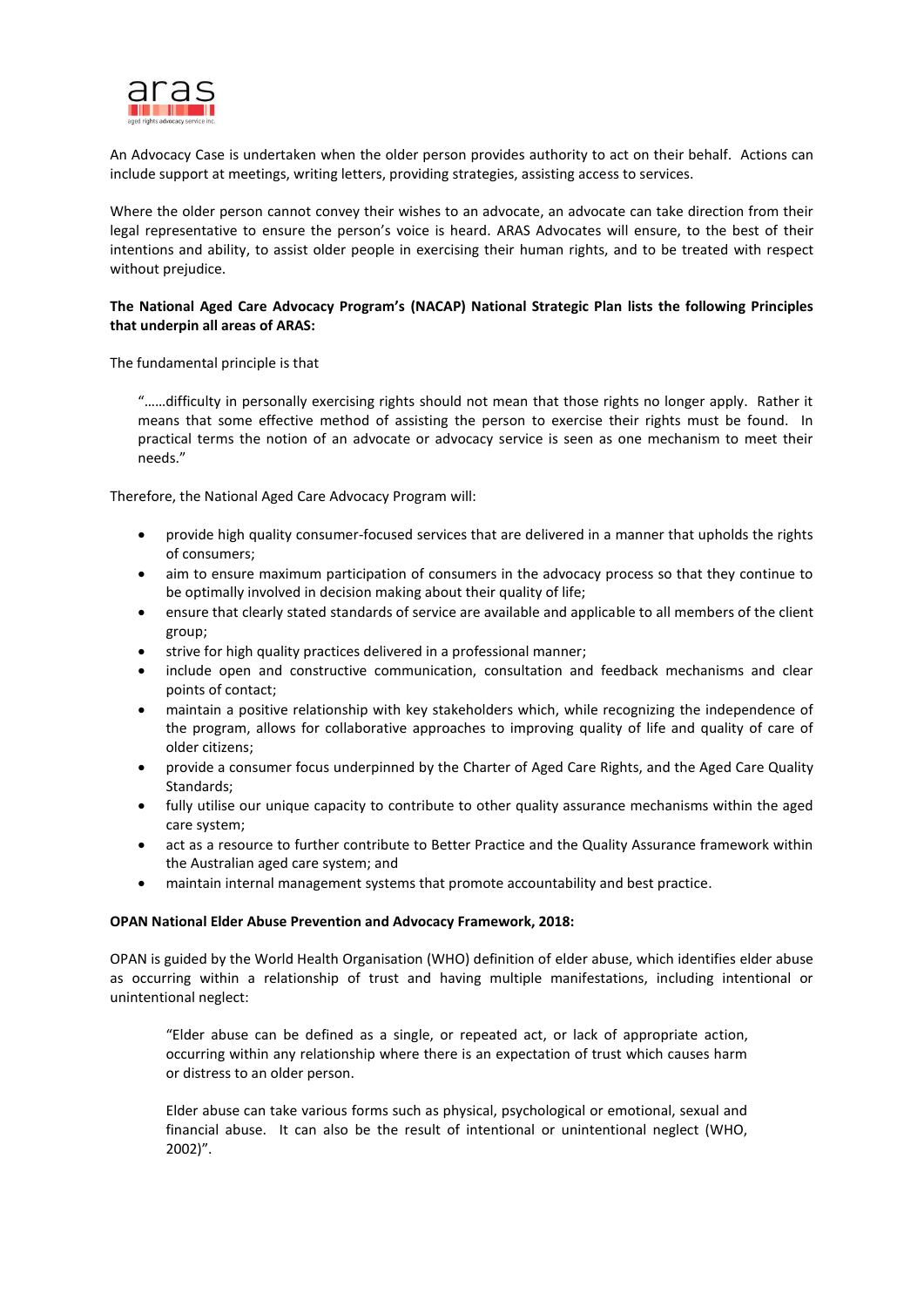An Advocacy Case is undertaken when the older person provides authority to act on their behalf. Actions can include support at meetings, writing letters, providing strategies, assisting access to services.

Where the older person cannot convey their wishes to an advocate, an advocate can take direction from their legal representative to ensure the person's voice is heard. ARAS Advocates will ensure, to the best of their intentions and ability, to assist older people in exercising their human rights, and to be treated with respect without prejudice.

**The National Aged Care Advocacy Program's (NACAP) National Strategic Plan lists the following Principles that underpin all areas of ARAS:**

The fundamental principle is that

> "……difficulty in personally exercising rights should not mean that those rights no longer apply. Rather it means that some effective method of assisting the person to exercise their rights must be found. In practical terms the notion of an advocate or advocacy service is seen as one mechanism to meet their needs."

Therefore, the National Aged Care Advocacy Program will:

- provide high quality consumer-focused services that are delivered in a manner that upholds the rights of consumers;
- aim to ensure maximum participation of consumers in the advocacy process so that they continue to be optimally involved in decision making about their quality of life;
- ensure that clearly stated standards of service are available and applicable to all members of the client group;
- strive for high quality practices delivered in a professional manner;
- include open and constructive communication, consultation and feedback mechanisms and clear points of contact;
- maintain a positive relationship with key stakeholders which, while recognizing the independence of the program, allows for collaborative approaches to improving quality of life and quality of care of older citizens;
- provide a consumer focus underpinned by the Charter of Aged Care Rights, and the Aged Care Quality Standards;
- fully utilise our unique capacity to contribute to other quality assurance mechanisms within the aged care system;
- act as a resource to further contribute to Better Practice and the Quality Assurance framework within the Australian aged care system; and
- maintain internal management systems that promote accountability and best practice.

**OPAN National Elder Abuse Prevention and Advocacy Framework, 2018:**

OPAN is guided by the World Health Organisation (WHO) definition of elder abuse, which identifies elder abuse as occurring within a relationship of trust and having multiple manifestations, including intentional or unintentional neglect:

> "Elder abuse can be defined as a single, or repeated act, or lack of appropriate action, occurring within any relationship where there is an expectation of trust which causes harm or distress to an older person.
>
> Elder abuse can take various forms such as physical, psychological or emotional, sexual and financial abuse. It can also be the result of intentional or unintentional neglect (WHO, 2002)".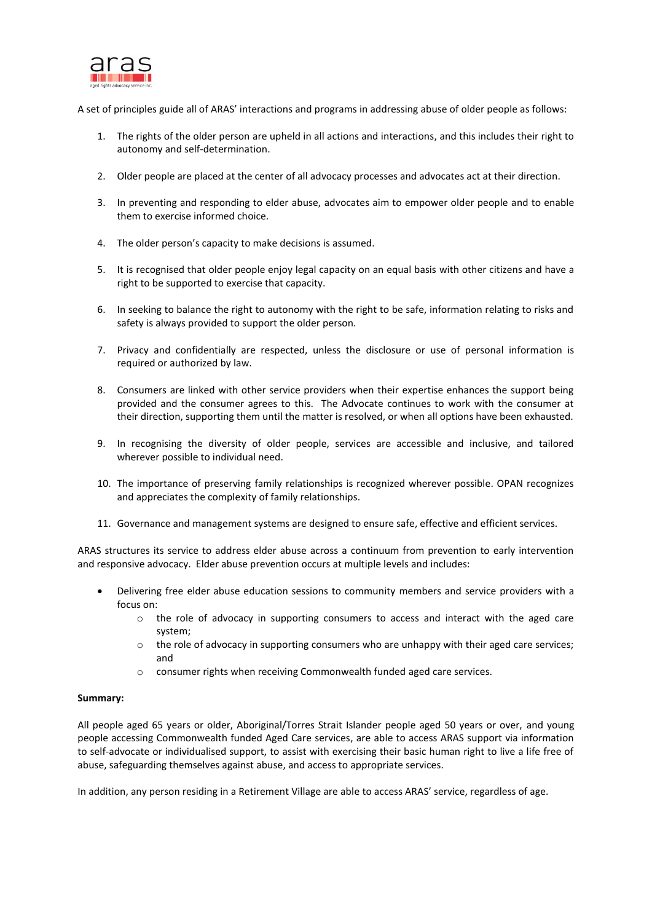A set of principles guide all of ARAS' interactions and programs in addressing abuse of older people as follows:

1. The rights of the older person are upheld in all actions and interactions, and this includes their right to autonomy and self-determination.

2. Older people are placed at the center of all advocacy processes and advocates act at their direction.

3. In preventing and responding to elder abuse, advocates aim to empower older people and to enable them to exercise informed choice.

4. The older person's capacity to make decisions is assumed.

5. It is recognised that older people enjoy legal capacity on an equal basis with other citizens and have a right to be supported to exercise that capacity.

6. In seeking to balance the right to autonomy with the right to be safe, information relating to risks and safety is always provided to support the older person.

7. Privacy and confidentially are respected, unless the disclosure or use of personal information is required or authorized by law.

8. Consumers are linked with other service providers when their expertise enhances the support being provided and the consumer agrees to this. The Advocate continues to work with the consumer at their direction, supporting them until the matter is resolved, or when all options have been exhausted.

9. In recognising the diversity of older people, services are accessible and inclusive, and tailored wherever possible to individual need.

10. The importance of preserving family relationships is recognized wherever possible. OPAN recognizes and appreciates the complexity of family relationships.

11. Governance and management systems are designed to ensure safe, effective and efficient services.

ARAS structures its service to address elder abuse across a continuum from prevention to early intervention and responsive advocacy. Elder abuse prevention occurs at multiple levels and includes:

- Delivering free elder abuse education sessions to community members and service providers with a focus on:
  - the role of advocacy in supporting consumers to access and interact with the aged care system;
  - the role of advocacy in supporting consumers who are unhappy with their aged care services; and
  - consumer rights when receiving Commonwealth funded aged care services.

**Summary:**

All people aged 65 years or older, Aboriginal/Torres Strait Islander people aged 50 years or over, and young people accessing Commonwealth funded Aged Care services, are able to access ARAS support via information to self-advocate or individualised support, to assist with exercising their basic human right to live a life free of abuse, safeguarding themselves against abuse, and access to appropriate services.

In addition, any person residing in a Retirement Village are able to access ARAS' service, regardless of age.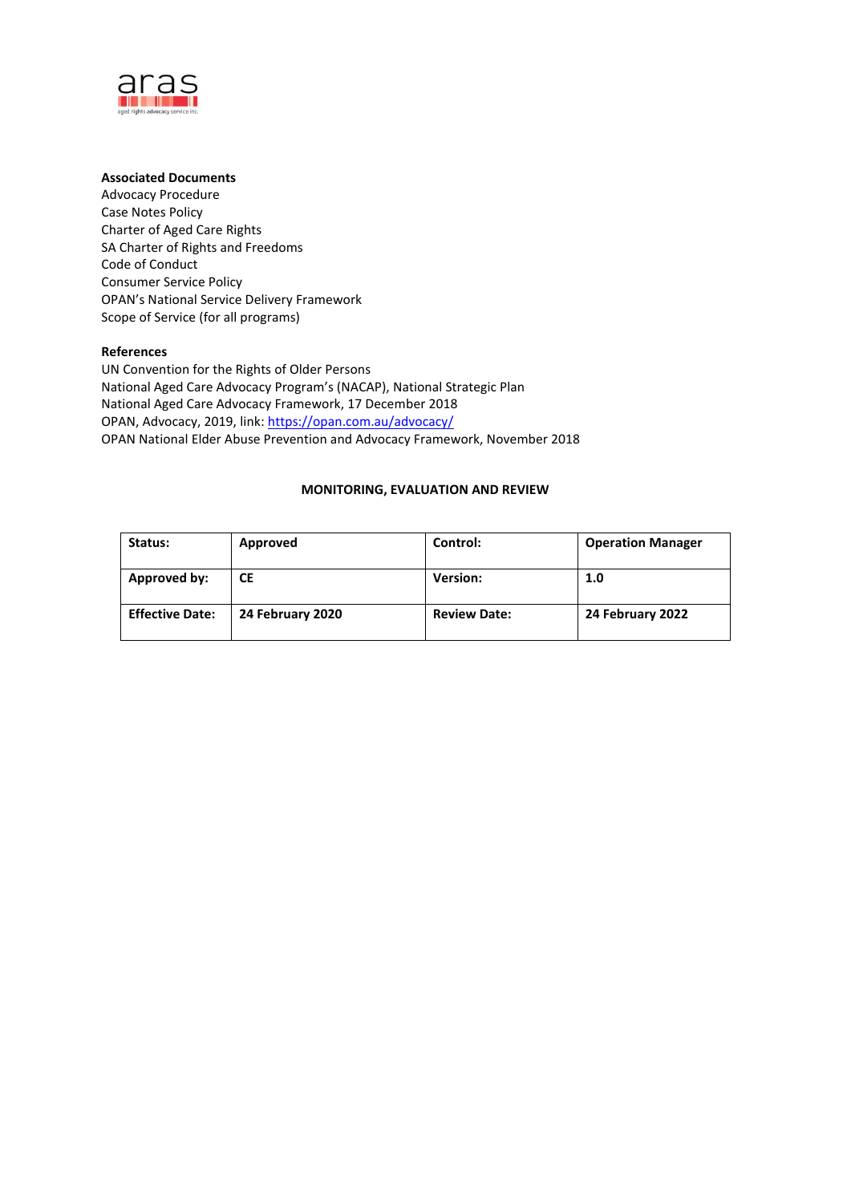**Associated Documents**

Advocacy Procedure
Case Notes Policy
Charter of Aged Care Rights
SA Charter of Rights and Freedoms
Code of Conduct
Consumer Service Policy
OPAN's National Service Delivery Framework
Scope of Service (for all programs)

**References**

UN Convention for the Rights of Older Persons
National Aged Care Advocacy Program's (NACAP), National Strategic Plan
National Aged Care Advocacy Framework, 17 December 2018
OPAN, Advocacy, 2019, link: https://opan.com.au/advocacy/
OPAN National Elder Abuse Prevention and Advocacy Framework, November 2018

**MONITORING, EVALUATION AND REVIEW**

| | | | |
|---|---|---|---|
| **Status:** | **Approved** | **Control:** | **Operation Manager** |
| **Approved by:** | **CE** | **Version:** | **1.0** |
| **Effective Date:** | **24 February 2020** | **Review Date:** | **24 February 2022** |